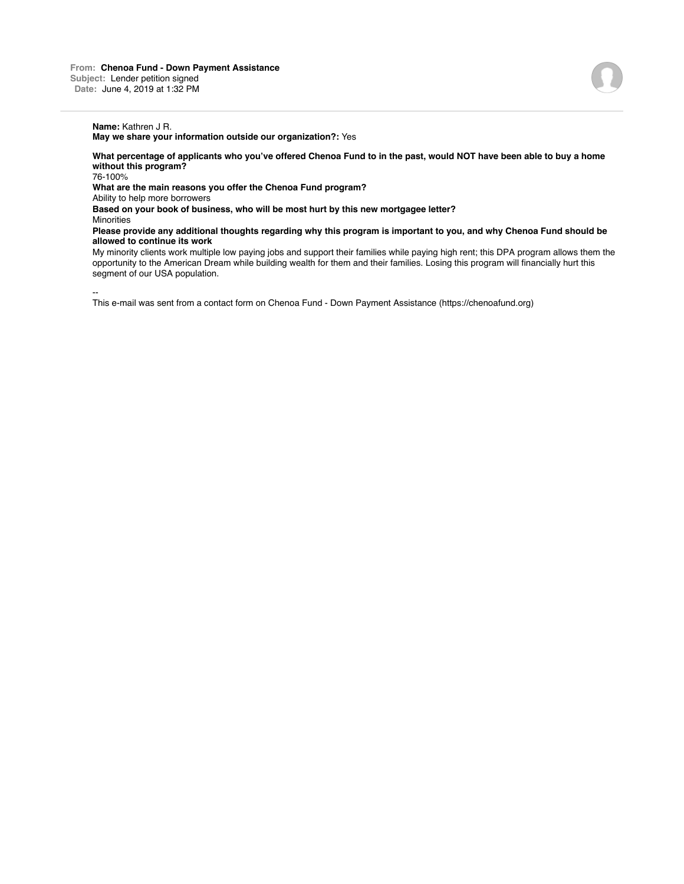**From:** **Chenoa Fund - Down Payment Assistance**
**Subject:** Lender petition signed
**Date:** June 4, 2019 at 1:32 PM

**Name:** Kathren J R.
**May we share your information outside our organization?:** Yes

**What percentage of applicants who you've offered Chenoa Fund to in the past, would NOT have been able to buy a home without this program?**
76-100%

**What are the main reasons you offer the Chenoa Fund program?**
Ability to help more borrowers

**Based on your book of business, who will be most hurt by this new mortgagee letter?**
Minorities

**Please provide any additional thoughts regarding why this program is important to you, and why Chenoa Fund should be allowed to continue its work**
My minority clients work multiple low paying jobs and support their families while paying high rent; this DPA program allows them the opportunity to the American Dream while building wealth for them and their families. Losing this program will financially hurt this segment of our USA population.

--
This e-mail was sent from a contact form on Chenoa Fund - Down Payment Assistance (https://chenoafund.org)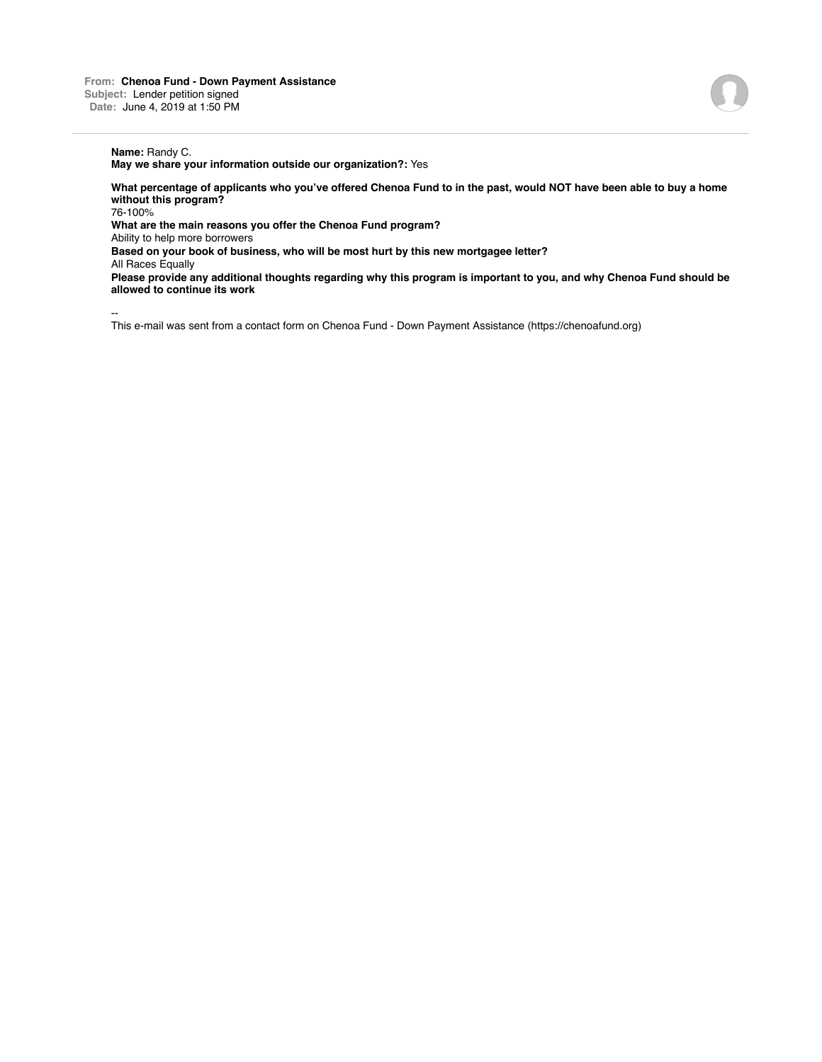**From:** **Chenoa Fund - Down Payment Assistance**
**Subject:** Lender petition signed
**Date:** June 4, 2019 at 1:50 PM

**Name:** Randy C.
**May we share your information outside our organization?:** Yes

**What percentage of applicants who you've offered Chenoa Fund to in the past, would NOT have been able to buy a home without this program?**
76-100%
**What are the main reasons you offer the Chenoa Fund program?**
Ability to help more borrowers
**Based on your book of business, who will be most hurt by this new mortgagee letter?**
All Races Equally
**Please provide any additional thoughts regarding why this program is important to you, and why Chenoa Fund should be allowed to continue its work**

--
This e-mail was sent from a contact form on Chenoa Fund - Down Payment Assistance (https://chenoafund.org)